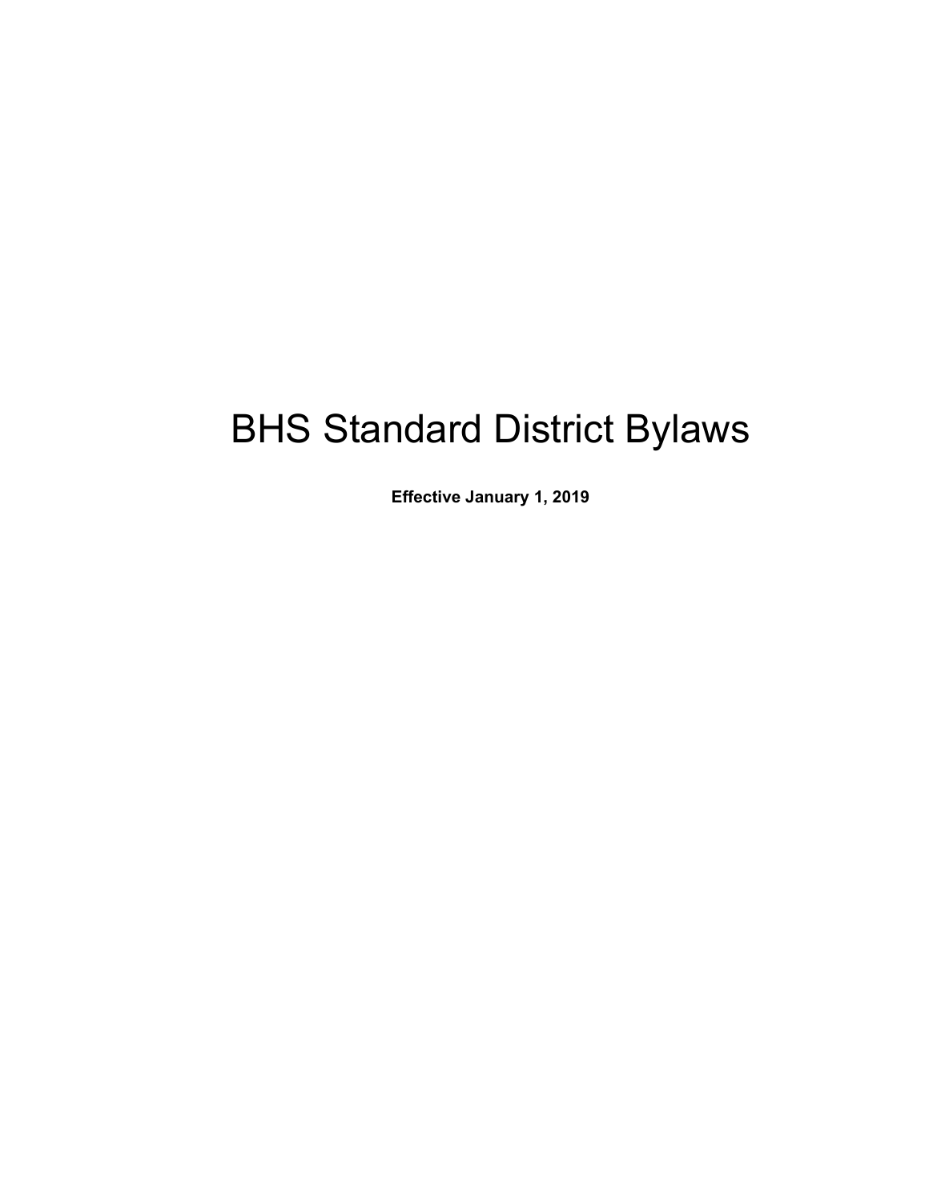# BHS Standard District Bylaws

**Effective January 1, 2019**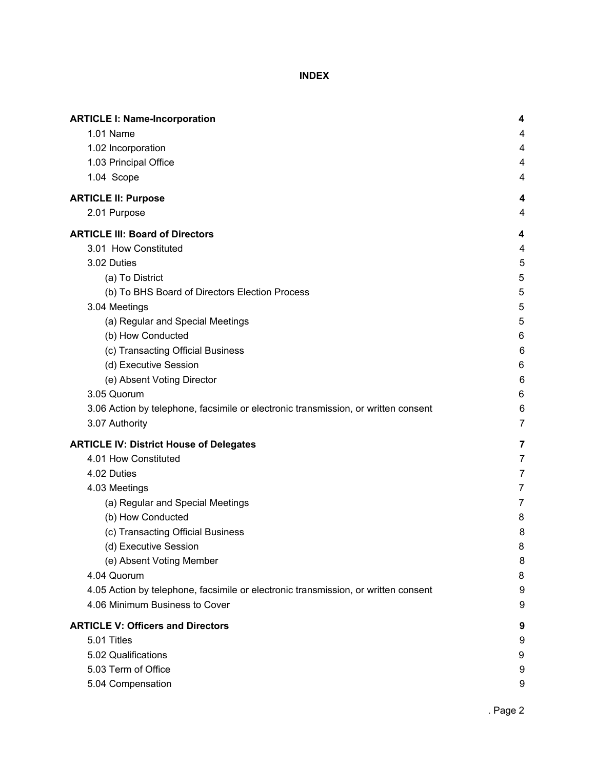**INDEX**

| | |
|---|---|
| **ARTICLE I: Name-Incorporation** | **4** |
| 1.01 Name | 4 |
| 1.02 Incorporation | 4 |
| 1.03 Principal Office | 4 |
| 1.04 Scope | 4 |
| **ARTICLE II: Purpose** | **4** |
| 2.01 Purpose | 4 |
| **ARTICLE III: Board of Directors** | **4** |
| 3.01 How Constituted | 4 |
| 3.02 Duties | 5 |
| (a) To District | 5 |
| (b) To BHS Board of Directors Election Process | 5 |
| 3.04 Meetings | 5 |
| (a) Regular and Special Meetings | 5 |
| (b) How Conducted | 6 |
| (c) Transacting Official Business | 6 |
| (d) Executive Session | 6 |
| (e) Absent Voting Director | 6 |
| 3.05 Quorum | 6 |
| 3.06 Action by telephone, facsimile or electronic transmission, or written consent | 6 |
| 3.07 Authority | 7 |
| **ARTICLE IV: District House of Delegates** | **7** |
| 4.01 How Constituted | 7 |
| 4.02 Duties | 7 |
| 4.03 Meetings | 7 |
| (a) Regular and Special Meetings | 7 |
| (b) How Conducted | 8 |
| (c) Transacting Official Business | 8 |
| (d) Executive Session | 8 |
| (e) Absent Voting Member | 8 |
| 4.04 Quorum | 8 |
| 4.05 Action by telephone, facsimile or electronic transmission, or written consent | 9 |
| 4.06 Minimum Business to Cover | 9 |
| **ARTICLE V: Officers and Directors** | **9** |
| 5.01 Titles | 9 |
| 5.02 Qualifications | 9 |
| 5.03 Term of Office | 9 |
| 5.04 Compensation | 9 |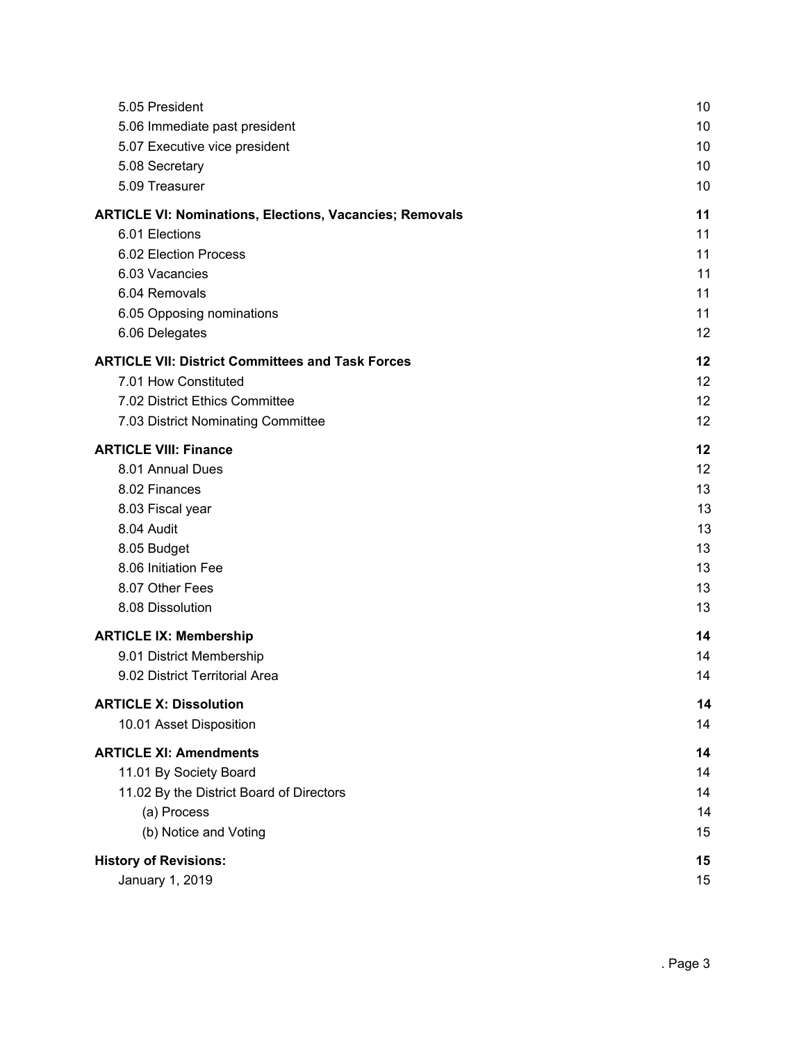5.05 President 10
5.06 Immediate past president 10
5.07 Executive vice president 10
5.08 Secretary 10
5.09 Treasurer 10

**ARTICLE VI: Nominations, Elections, Vacancies; Removals 11**
6.01 Elections 11
6.02 Election Process 11
6.03 Vacancies 11
6.04 Removals 11
6.05 Opposing nominations 11
6.06 Delegates 12

**ARTICLE VII: District Committees and Task Forces 12**
7.01 How Constituted 12
7.02 District Ethics Committee 12
7.03 District Nominating Committee 12

**ARTICLE VIII: Finance 12**
8.01 Annual Dues 12
8.02 Finances 13
8.03 Fiscal year 13
8.04 Audit 13
8.05 Budget 13
8.06 Initiation Fee 13
8.07 Other Fees 13
8.08 Dissolution 13

**ARTICLE IX: Membership 14**
9.01 District Membership 14
9.02 District Territorial Area 14

**ARTICLE X: Dissolution 14**
10.01 Asset Disposition 14

**ARTICLE XI: Amendments 14**
11.01 By Society Board 14
11.02 By the District Board of Directors 14
(a) Process 14
(b) Notice and Voting 15

**History of Revisions: 15**
January 1, 2019 15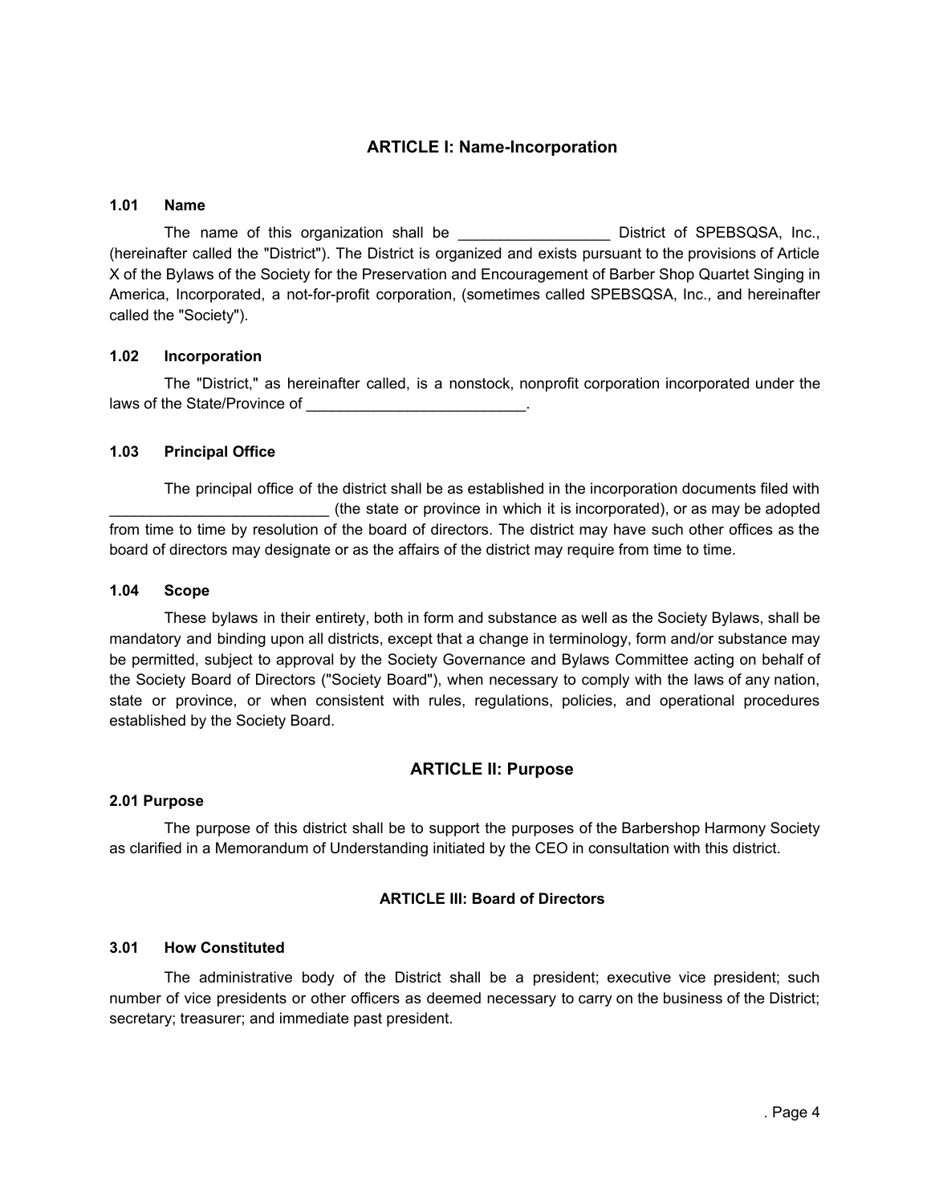## ARTICLE I: Name-Incorporation

### 1.01 Name

The name of this organization shall be __________________ District of SPEBSQSA, Inc., (hereinafter called the "District"). The District is organized and exists pursuant to the provisions of Article X of the Bylaws of the Society for the Preservation and Encouragement of Barber Shop Quartet Singing in America, Incorporated, a not-for-profit corporation, (sometimes called SPEBSQSA, Inc., and hereinafter called the "Society").

### 1.02 Incorporation

The "District," as hereinafter called, is a nonstock, nonprofit corporation incorporated under the laws of the State/Province of __________________________.

### 1.03 Principal Office

The principal office of the district shall be as established in the incorporation documents filed with __________________________ (the state or province in which it is incorporated), or as may be adopted from time to time by resolution of the board of directors. The district may have such other offices as the board of directors may designate or as the affairs of the district may require from time to time.

### 1.04 Scope

These bylaws in their entirety, both in form and substance as well as the Society Bylaws, shall be mandatory and binding upon all districts, except that a change in terminology, form and/or substance may be permitted, subject to approval by the Society Governance and Bylaws Committee acting on behalf of the Society Board of Directors ("Society Board"), when necessary to comply with the laws of any nation, state or province, or when consistent with rules, regulations, policies, and operational procedures established by the Society Board.

## ARTICLE II: Purpose

### 2.01 Purpose

The purpose of this district shall be to support the purposes of the Barbershop Harmony Society as clarified in a Memorandum of Understanding initiated by the CEO in consultation with this district.

## ARTICLE III: Board of Directors

### 3.01 How Constituted

The administrative body of the District shall be a president; executive vice president; such number of vice presidents or other officers as deemed necessary to carry on the business of the District; secretary; treasurer; and immediate past president.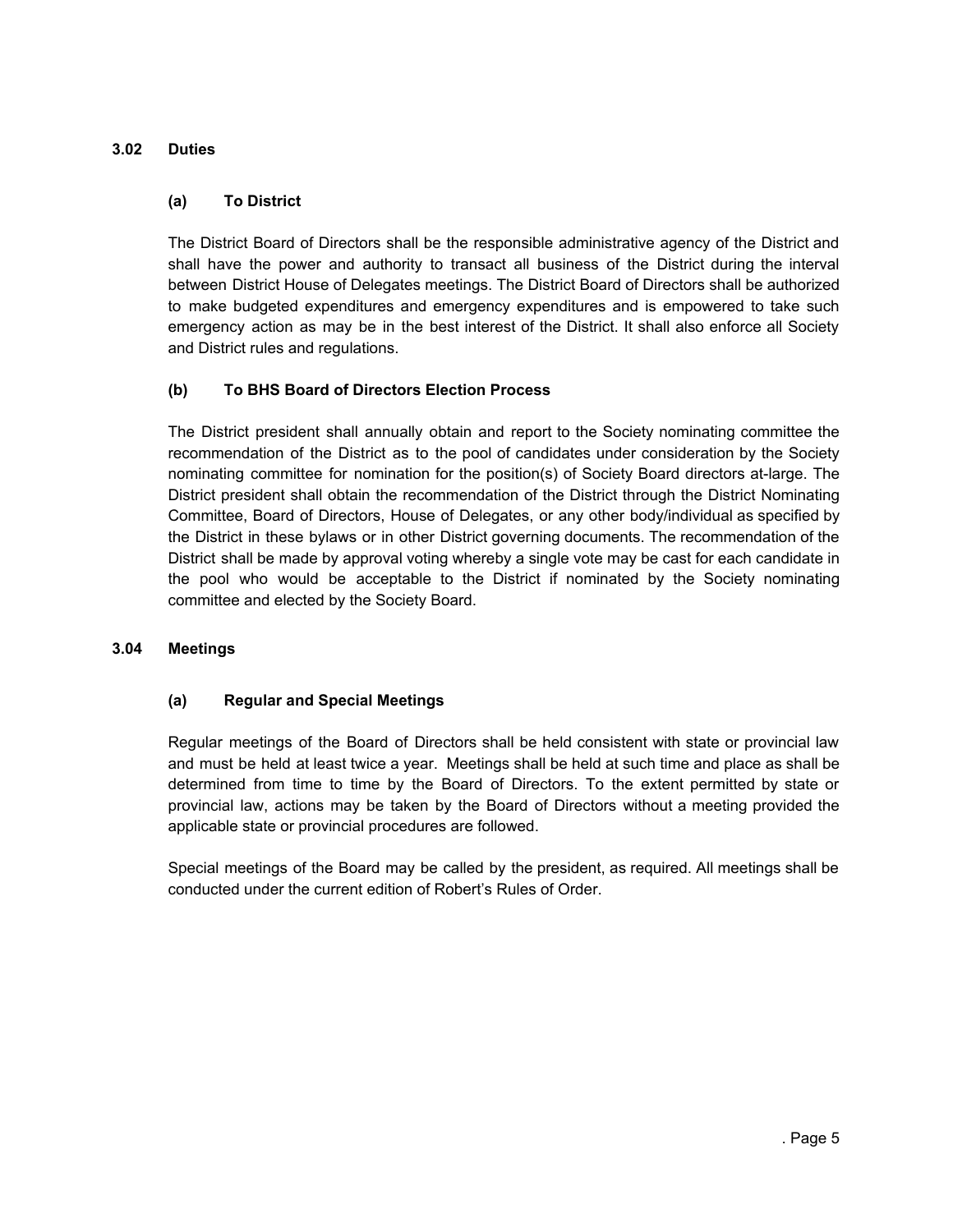### 3.02 Duties

#### (a) To District

The District Board of Directors shall be the responsible administrative agency of the District and shall have the power and authority to transact all business of the District during the interval between District House of Delegates meetings. The District Board of Directors shall be authorized to make budgeted expenditures and emergency expenditures and is empowered to take such emergency action as may be in the best interest of the District. It shall also enforce all Society and District rules and regulations.

#### (b) To BHS Board of Directors Election Process

The District president shall annually obtain and report to the Society nominating committee the recommendation of the District as to the pool of candidates under consideration by the Society nominating committee for nomination for the position(s) of Society Board directors at-large. The District president shall obtain the recommendation of the District through the District Nominating Committee, Board of Directors, House of Delegates, or any other body/individual as specified by the District in these bylaws or in other District governing documents. The recommendation of the District shall be made by approval voting whereby a single vote may be cast for each candidate in the pool who would be acceptable to the District if nominated by the Society nominating committee and elected by the Society Board.

### 3.04 Meetings

#### (a) Regular and Special Meetings

Regular meetings of the Board of Directors shall be held consistent with state or provincial law and must be held at least twice a year. Meetings shall be held at such time and place as shall be determined from time to time by the Board of Directors. To the extent permitted by state or provincial law, actions may be taken by the Board of Directors without a meeting provided the applicable state or provincial procedures are followed.

Special meetings of the Board may be called by the president, as required. All meetings shall be conducted under the current edition of Robert's Rules of Order.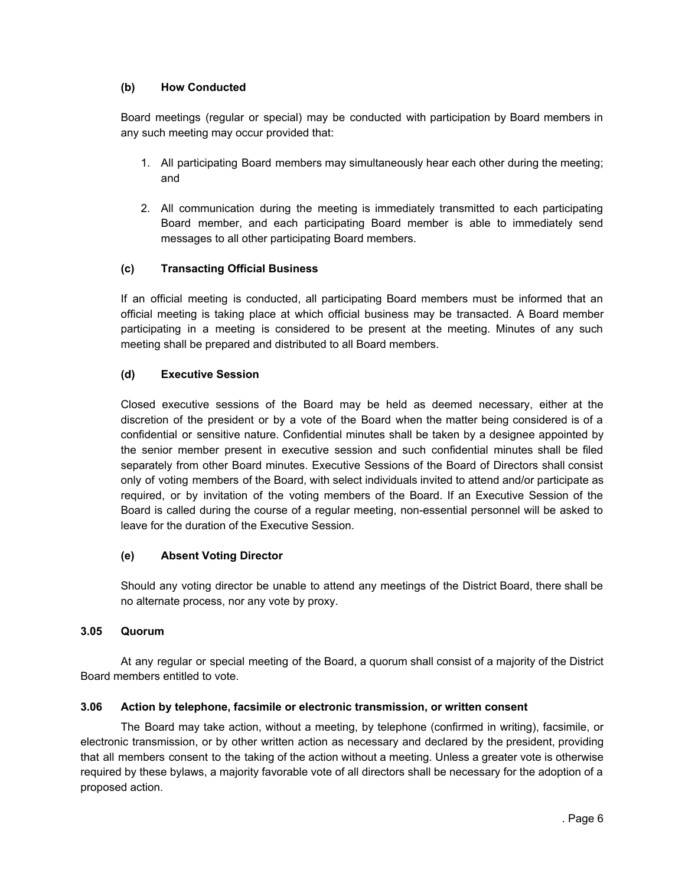#### (b) How Conducted

Board meetings (regular or special) may be conducted with participation by Board members in any such meeting may occur provided that:

1. All participating Board members may simultaneously hear each other during the meeting; and
2. All communication during the meeting is immediately transmitted to each participating Board member, and each participating Board member is able to immediately send messages to all other participating Board members.

#### (c) Transacting Official Business

If an official meeting is conducted, all participating Board members must be informed that an official meeting is taking place at which official business may be transacted. A Board member participating in a meeting is considered to be present at the meeting. Minutes of any such meeting shall be prepared and distributed to all Board members.

#### (d) Executive Session

Closed executive sessions of the Board may be held as deemed necessary, either at the discretion of the president or by a vote of the Board when the matter being considered is of a confidential or sensitive nature. Confidential minutes shall be taken by a designee appointed by the senior member present in executive session and such confidential minutes shall be filed separately from other Board minutes. Executive Sessions of the Board of Directors shall consist only of voting members of the Board, with select individuals invited to attend and/or participate as required, or by invitation of the voting members of the Board. If an Executive Session of the Board is called during the course of a regular meeting, non-essential personnel will be asked to leave for the duration of the Executive Session.

#### (e) Absent Voting Director

Should any voting director be unable to attend any meetings of the District Board, there shall be no alternate process, nor any vote by proxy.

### 3.05 Quorum

At any regular or special meeting of the Board, a quorum shall consist of a majority of the District Board members entitled to vote.

### 3.06 Action by telephone, facsimile or electronic transmission, or written consent

The Board may take action, without a meeting, by telephone (confirmed in writing), facsimile, or electronic transmission, or by other written action as necessary and declared by the president, providing that all members consent to the taking of the action without a meeting. Unless a greater vote is otherwise required by these bylaws, a majority favorable vote of all directors shall be necessary for the adoption of a proposed action.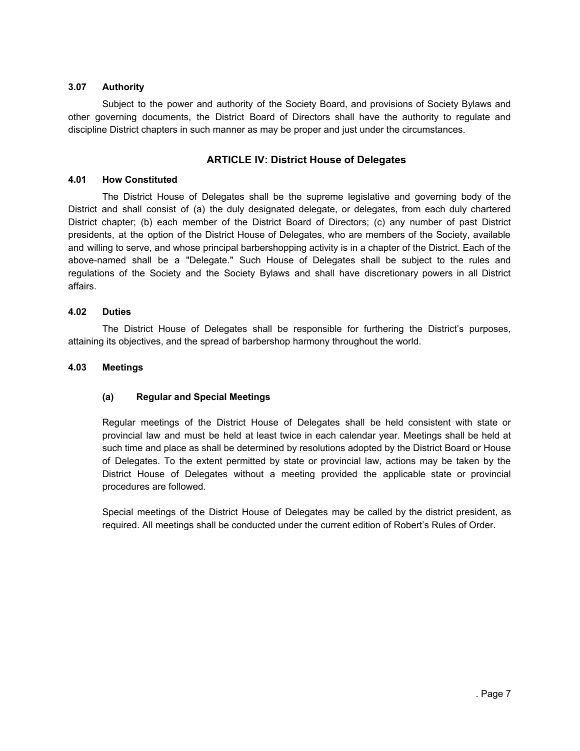### 3.07 Authority

Subject to the power and authority of the Society Board, and provisions of Society Bylaws and other governing documents, the District Board of Directors shall have the authority to regulate and discipline District chapters in such manner as may be proper and just under the circumstances.

## ARTICLE IV: District House of Delegates

### 4.01 How Constituted

The District House of Delegates shall be the supreme legislative and governing body of the District and shall consist of (a) the duly designated delegate, or delegates, from each duly chartered District chapter; (b) each member of the District Board of Directors; (c) any number of past District presidents, at the option of the District House of Delegates, who are members of the Society, available and willing to serve, and whose principal barbershopping activity is in a chapter of the District. Each of the above-named shall be a "Delegate." Such House of Delegates shall be subject to the rules and regulations of the Society and the Society Bylaws and shall have discretionary powers in all District affairs.

### 4.02 Duties

The District House of Delegates shall be responsible for furthering the District's purposes, attaining its objectives, and the spread of barbershop harmony throughout the world.

### 4.03 Meetings

#### (a) Regular and Special Meetings

Regular meetings of the District House of Delegates shall be held consistent with state or provincial law and must be held at least twice in each calendar year. Meetings shall be held at such time and place as shall be determined by resolutions adopted by the District Board or House of Delegates. To the extent permitted by state or provincial law, actions may be taken by the District House of Delegates without a meeting provided the applicable state or provincial procedures are followed.

Special meetings of the District House of Delegates may be called by the district president, as required. All meetings shall be conducted under the current edition of Robert's Rules of Order.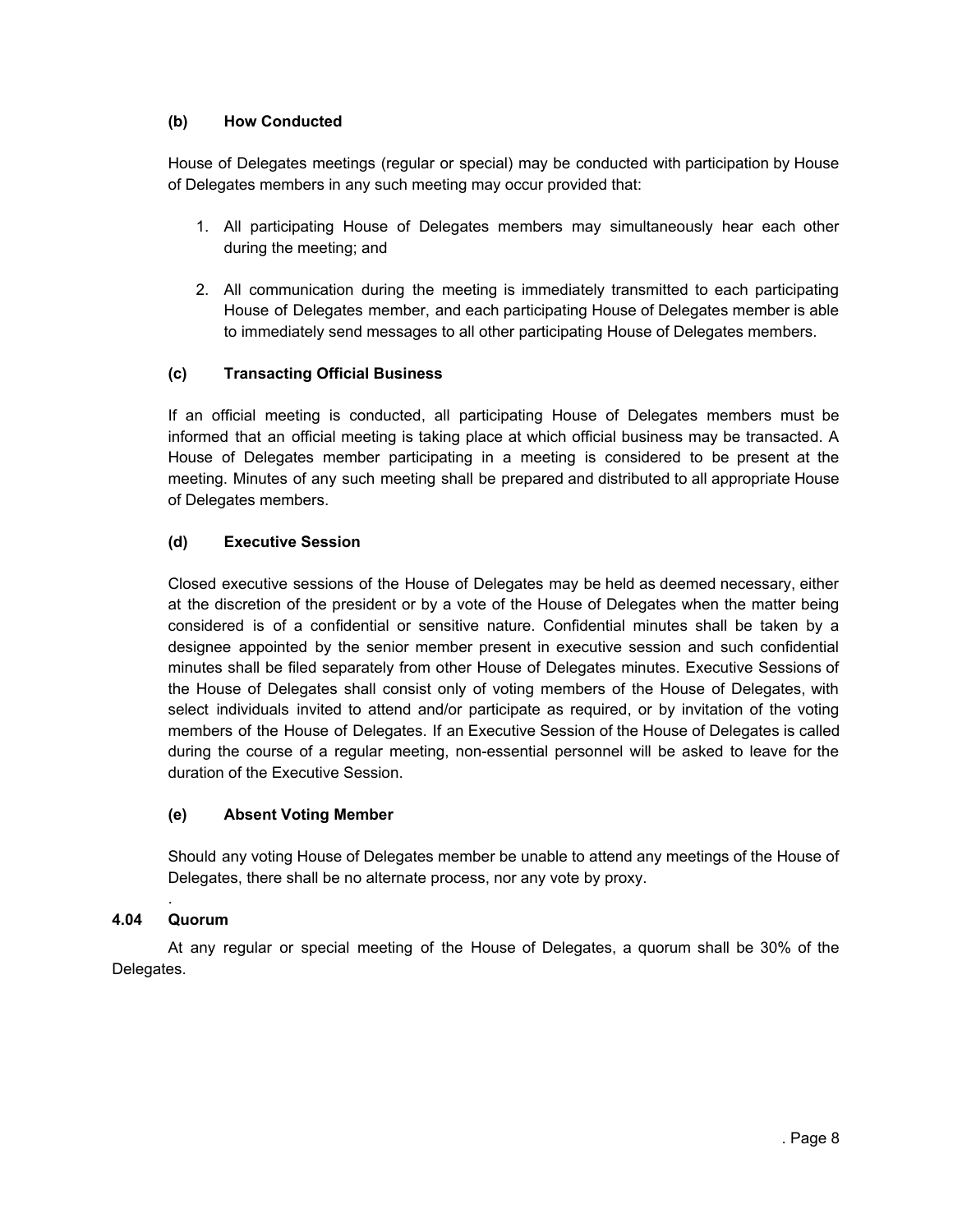#### (b) How Conducted

House of Delegates meetings (regular or special) may be conducted with participation by House of Delegates members in any such meeting may occur provided that:

1. All participating House of Delegates members may simultaneously hear each other during the meeting; and
2. All communication during the meeting is immediately transmitted to each participating House of Delegates member, and each participating House of Delegates member is able to immediately send messages to all other participating House of Delegates members.

#### (c) Transacting Official Business

If an official meeting is conducted, all participating House of Delegates members must be informed that an official meeting is taking place at which official business may be transacted. A House of Delegates member participating in a meeting is considered to be present at the meeting. Minutes of any such meeting shall be prepared and distributed to all appropriate House of Delegates members.

#### (d) Executive Session

Closed executive sessions of the House of Delegates may be held as deemed necessary, either at the discretion of the president or by a vote of the House of Delegates when the matter being considered is of a confidential or sensitive nature. Confidential minutes shall be taken by a designee appointed by the senior member present in executive session and such confidential minutes shall be filed separately from other House of Delegates minutes. Executive Sessions of the House of Delegates shall consist only of voting members of the House of Delegates, with select individuals invited to attend and/or participate as required, or by invitation of the voting members of the House of Delegates. If an Executive Session of the House of Delegates is called during the course of a regular meeting, non-essential personnel will be asked to leave for the duration of the Executive Session.

#### (e) Absent Voting Member

Should any voting House of Delegates member be unable to attend any meetings of the House of Delegates, there shall be no alternate process, nor any vote by proxy.

.

### 4.04 Quorum

At any regular or special meeting of the House of Delegates, a quorum shall be 30% of the Delegates.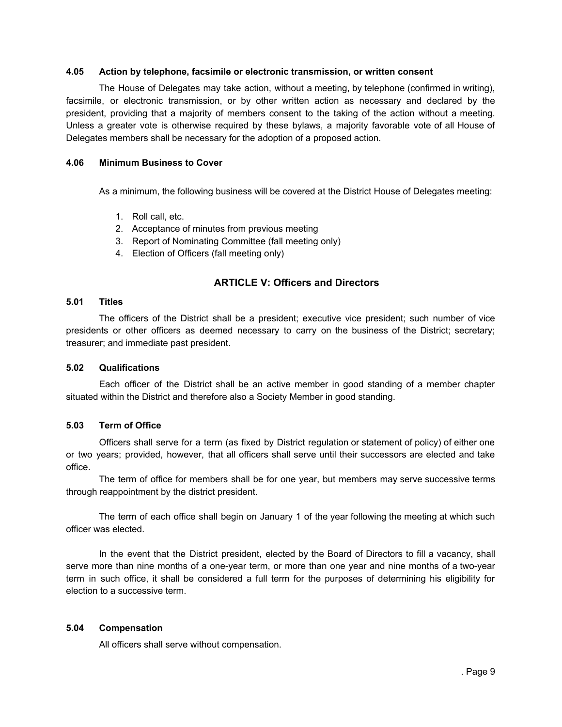#### 4.05 Action by telephone, facsimile or electronic transmission, or written consent

The House of Delegates may take action, without a meeting, by telephone (confirmed in writing), facsimile, or electronic transmission, or by other written action as necessary and declared by the president, providing that a majority of members consent to the taking of the action without a meeting. Unless a greater vote is otherwise required by these bylaws, a majority favorable vote of all House of Delegates members shall be necessary for the adoption of a proposed action.

#### 4.06 Minimum Business to Cover

As a minimum, the following business will be covered at the District House of Delegates meeting:

1. Roll call, etc.
2. Acceptance of minutes from previous meeting
3. Report of Nominating Committee (fall meeting only)
4. Election of Officers (fall meeting only)

### ARTICLE V: Officers and Directors

#### 5.01 Titles

The officers of the District shall be a president; executive vice president; such number of vice presidents or other officers as deemed necessary to carry on the business of the District; secretary; treasurer; and immediate past president.

#### 5.02 Qualifications

Each officer of the District shall be an active member in good standing of a member chapter situated within the District and therefore also a Society Member in good standing.

#### 5.03 Term of Office

Officers shall serve for a term (as fixed by District regulation or statement of policy) of either one or two years; provided, however, that all officers shall serve until their successors are elected and take office.

The term of office for members shall be for one year, but members may serve successive terms through reappointment by the district president.

The term of each office shall begin on January 1 of the year following the meeting at which such officer was elected.

In the event that the District president, elected by the Board of Directors to fill a vacancy, shall serve more than nine months of a one-year term, or more than one year and nine months of a two-year term in such office, it shall be considered a full term for the purposes of determining his eligibility for election to a successive term.

#### 5.04 Compensation

All officers shall serve without compensation.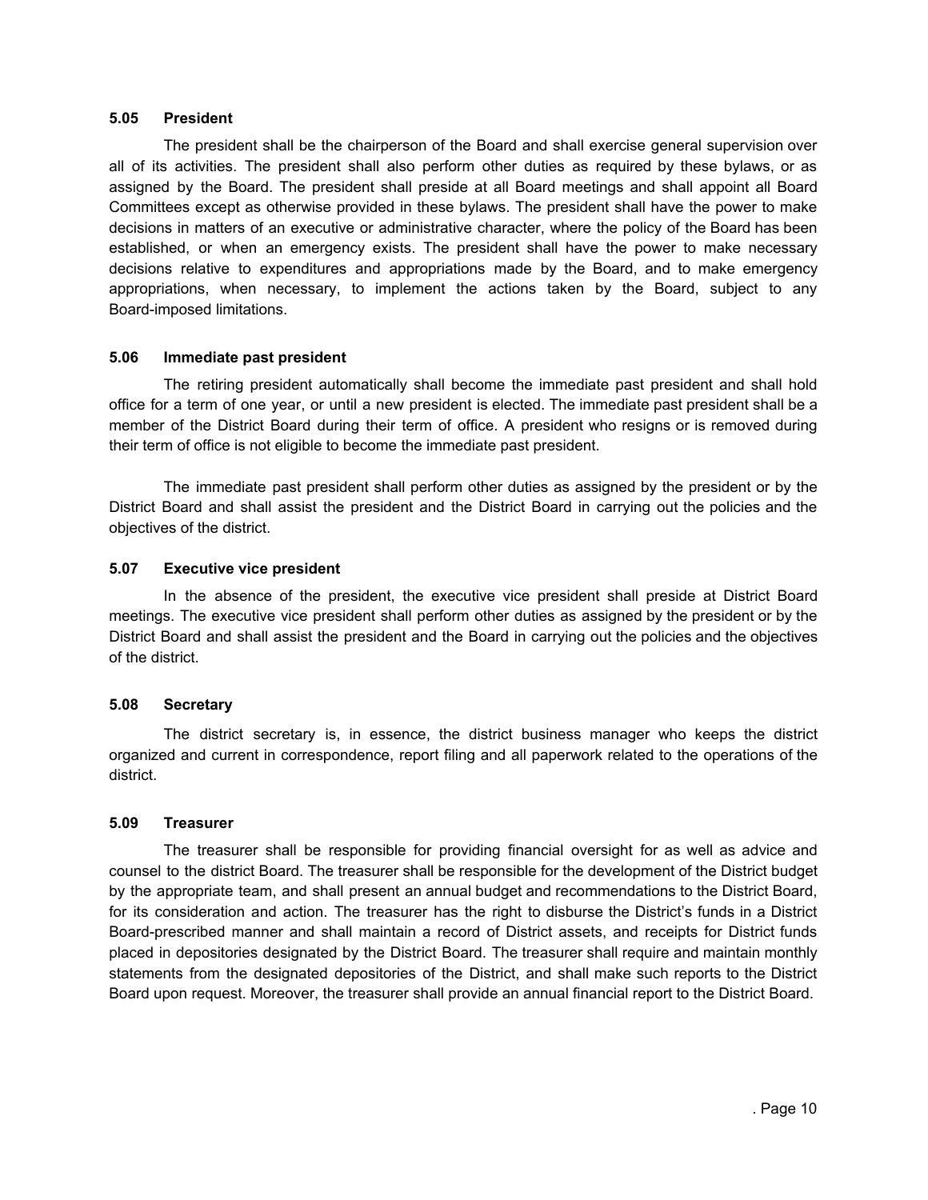### 5.05 President

The president shall be the chairperson of the Board and shall exercise general supervision over all of its activities. The president shall also perform other duties as required by these bylaws, or as assigned by the Board. The president shall preside at all Board meetings and shall appoint all Board Committees except as otherwise provided in these bylaws. The president shall have the power to make decisions in matters of an executive or administrative character, where the policy of the Board has been established, or when an emergency exists. The president shall have the power to make necessary decisions relative to expenditures and appropriations made by the Board, and to make emergency appropriations, when necessary, to implement the actions taken by the Board, subject to any Board-imposed limitations.

### 5.06 Immediate past president

The retiring president automatically shall become the immediate past president and shall hold office for a term of one year, or until a new president is elected. The immediate past president shall be a member of the District Board during their term of office. A president who resigns or is removed during their term of office is not eligible to become the immediate past president.

The immediate past president shall perform other duties as assigned by the president or by the District Board and shall assist the president and the District Board in carrying out the policies and the objectives of the district.

### 5.07 Executive vice president

In the absence of the president, the executive vice president shall preside at District Board meetings. The executive vice president shall perform other duties as assigned by the president or by the District Board and shall assist the president and the Board in carrying out the policies and the objectives of the district.

### 5.08 Secretary

The district secretary is, in essence, the district business manager who keeps the district organized and current in correspondence, report filing and all paperwork related to the operations of the district.

### 5.09 Treasurer

The treasurer shall be responsible for providing financial oversight for as well as advice and counsel to the district Board. The treasurer shall be responsible for the development of the District budget by the appropriate team, and shall present an annual budget and recommendations to the District Board, for its consideration and action. The treasurer has the right to disburse the District's funds in a District Board-prescribed manner and shall maintain a record of District assets, and receipts for District funds placed in depositories designated by the District Board. The treasurer shall require and maintain monthly statements from the designated depositories of the District, and shall make such reports to the District Board upon request. Moreover, the treasurer shall provide an annual financial report to the District Board.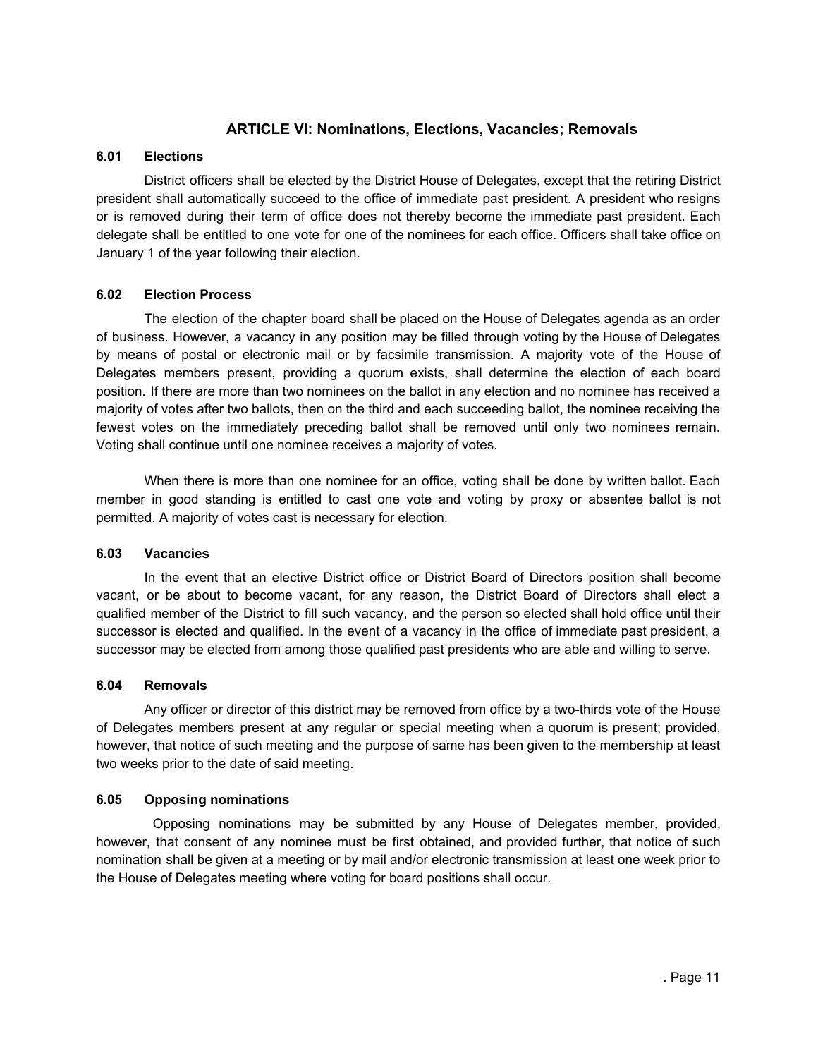## ARTICLE VI: Nominations, Elections, Vacancies; Removals

### 6.01 Elections

District officers shall be elected by the District House of Delegates, except that the retiring District president shall automatically succeed to the office of immediate past president. A president who resigns or is removed during their term of office does not thereby become the immediate past president. Each delegate shall be entitled to one vote for one of the nominees for each office. Officers shall take office on January 1 of the year following their election.

### 6.02 Election Process

The election of the chapter board shall be placed on the House of Delegates agenda as an order of business. However, a vacancy in any position may be filled through voting by the House of Delegates by means of postal or electronic mail or by facsimile transmission. A majority vote of the House of Delegates members present, providing a quorum exists, shall determine the election of each board position. If there are more than two nominees on the ballot in any election and no nominee has received a majority of votes after two ballots, then on the third and each succeeding ballot, the nominee receiving the fewest votes on the immediately preceding ballot shall be removed until only two nominees remain. Voting shall continue until one nominee receives a majority of votes.

When there is more than one nominee for an office, voting shall be done by written ballot. Each member in good standing is entitled to cast one vote and voting by proxy or absentee ballot is not permitted. A majority of votes cast is necessary for election.

### 6.03 Vacancies

In the event that an elective District office or District Board of Directors position shall become vacant, or be about to become vacant, for any reason, the District Board of Directors shall elect a qualified member of the District to fill such vacancy, and the person so elected shall hold office until their successor is elected and qualified. In the event of a vacancy in the office of immediate past president, a successor may be elected from among those qualified past presidents who are able and willing to serve.

### 6.04 Removals

Any officer or director of this district may be removed from office by a two-thirds vote of the House of Delegates members present at any regular or special meeting when a quorum is present; provided, however, that notice of such meeting and the purpose of same has been given to the membership at least two weeks prior to the date of said meeting.

### 6.05 Opposing nominations

Opposing nominations may be submitted by any House of Delegates member, provided, however, that consent of any nominee must be first obtained, and provided further, that notice of such nomination shall be given at a meeting or by mail and/or electronic transmission at least one week prior to the House of Delegates meeting where voting for board positions shall occur.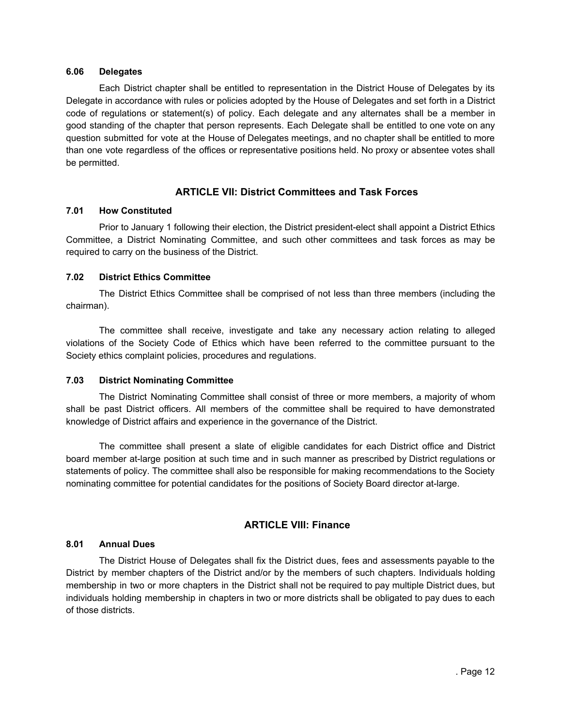### 6.06 Delegates

Each District chapter shall be entitled to representation in the District House of Delegates by its Delegate in accordance with rules or policies adopted by the House of Delegates and set forth in a District code of regulations or statement(s) of policy. Each delegate and any alternates shall be a member in good standing of the chapter that person represents. Each Delegate shall be entitled to one vote on any question submitted for vote at the House of Delegates meetings, and no chapter shall be entitled to more than one vote regardless of the offices or representative positions held. No proxy or absentee votes shall be permitted.

## ARTICLE VII: District Committees and Task Forces

### 7.01 How Constituted

Prior to January 1 following their election, the District president-elect shall appoint a District Ethics Committee, a District Nominating Committee, and such other committees and task forces as may be required to carry on the business of the District.

### 7.02 District Ethics Committee

The District Ethics Committee shall be comprised of not less than three members (including the chairman).

The committee shall receive, investigate and take any necessary action relating to alleged violations of the Society Code of Ethics which have been referred to the committee pursuant to the Society ethics complaint policies, procedures and regulations.

### 7.03 District Nominating Committee

The District Nominating Committee shall consist of three or more members, a majority of whom shall be past District officers. All members of the committee shall be required to have demonstrated knowledge of District affairs and experience in the governance of the District.

The committee shall present a slate of eligible candidates for each District office and District board member at-large position at such time and in such manner as prescribed by District regulations or statements of policy. The committee shall also be responsible for making recommendations to the Society nominating committee for potential candidates for the positions of Society Board director at-large.

## ARTICLE VIII: Finance

### 8.01 Annual Dues

The District House of Delegates shall fix the District dues, fees and assessments payable to the District by member chapters of the District and/or by the members of such chapters. Individuals holding membership in two or more chapters in the District shall not be required to pay multiple District dues, but individuals holding membership in chapters in two or more districts shall be obligated to pay dues to each of those districts.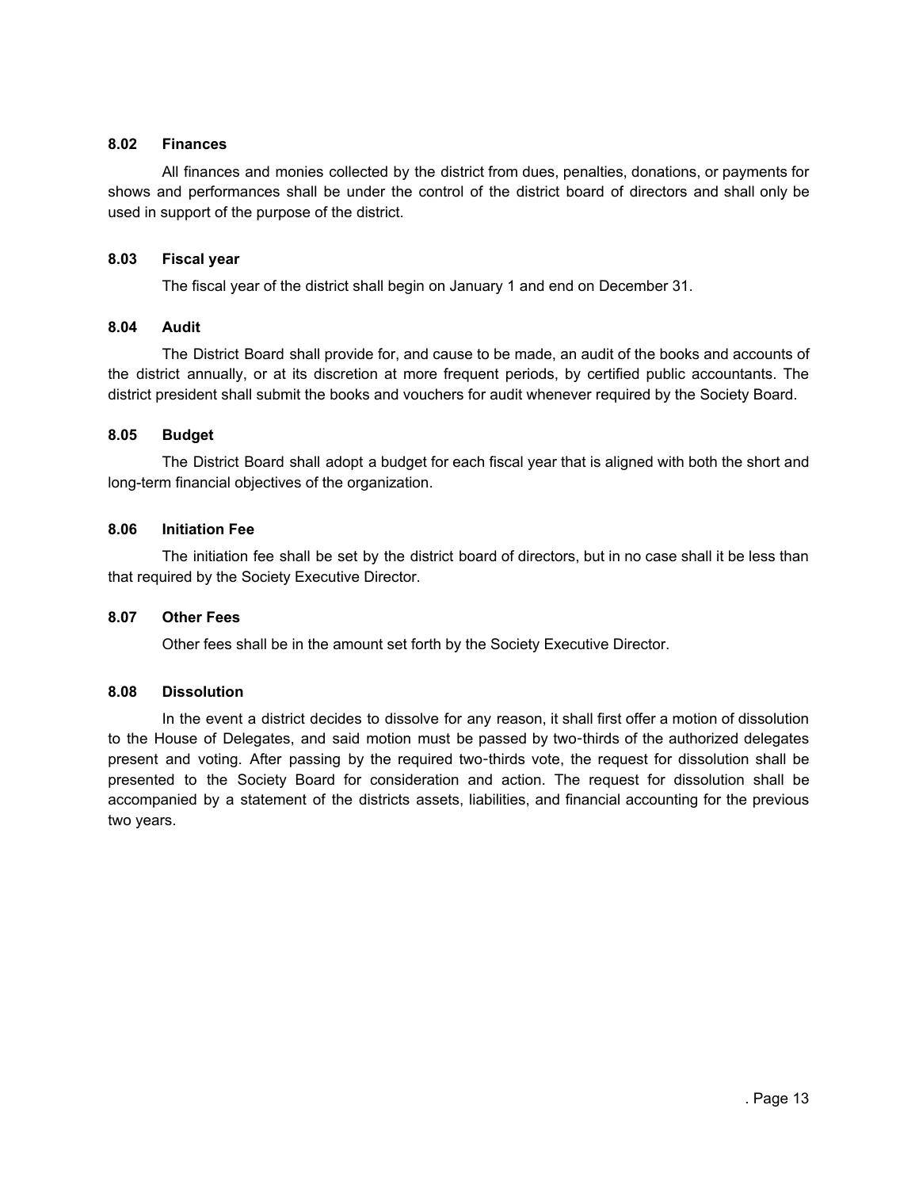### 8.02 Finances

All finances and monies collected by the district from dues, penalties, donations, or payments for shows and performances shall be under the control of the district board of directors and shall only be used in support of the purpose of the district.

### 8.03 Fiscal year

The fiscal year of the district shall begin on January 1 and end on December 31.

### 8.04 Audit

The District Board shall provide for, and cause to be made, an audit of the books and accounts of the district annually, or at its discretion at more frequent periods, by certified public accountants. The district president shall submit the books and vouchers for audit whenever required by the Society Board.

### 8.05 Budget

The District Board shall adopt a budget for each fiscal year that is aligned with both the short and long-term financial objectives of the organization.

### 8.06 Initiation Fee

The initiation fee shall be set by the district board of directors, but in no case shall it be less than that required by the Society Executive Director.

### 8.07 Other Fees

Other fees shall be in the amount set forth by the Society Executive Director.

### 8.08 Dissolution

In the event a district decides to dissolve for any reason, it shall first offer a motion of dissolution to the House of Delegates, and said motion must be passed by two-thirds of the authorized delegates present and voting. After passing by the required two-thirds vote, the request for dissolution shall be presented to the Society Board for consideration and action. The request for dissolution shall be accompanied by a statement of the districts assets, liabilities, and financial accounting for the previous two years.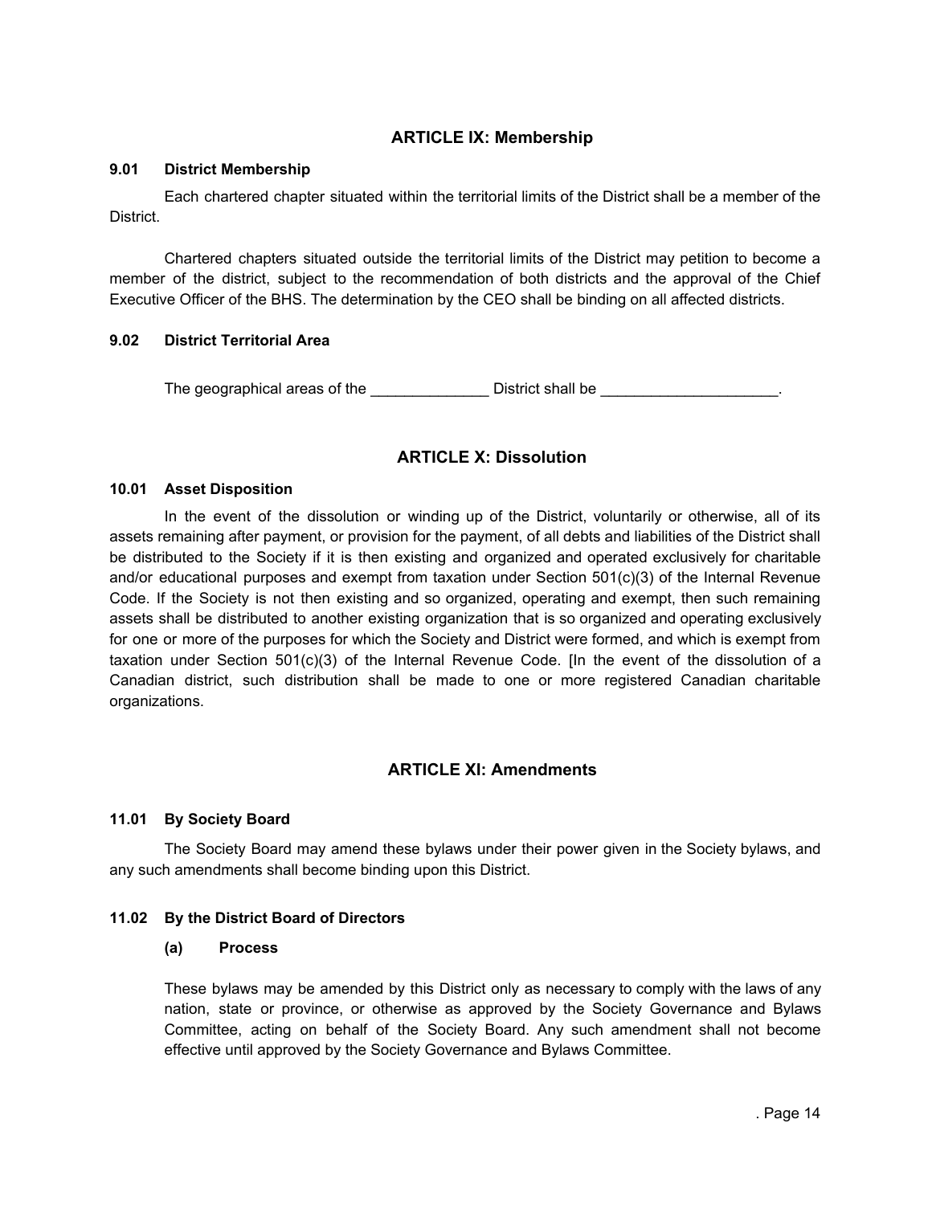## ARTICLE IX: Membership

### 9.01 District Membership

Each chartered chapter situated within the territorial limits of the District shall be a member of the District.

Chartered chapters situated outside the territorial limits of the District may petition to become a member of the district, subject to the recommendation of both districts and the approval of the Chief Executive Officer of the BHS. The determination by the CEO shall be binding on all affected districts.

### 9.02 District Territorial Area

The geographical areas of the ______________ District shall be _____________________.

## ARTICLE X: Dissolution

### 10.01 Asset Disposition

In the event of the dissolution or winding up of the District, voluntarily or otherwise, all of its assets remaining after payment, or provision for the payment, of all debts and liabilities of the District shall be distributed to the Society if it is then existing and organized and operated exclusively for charitable and/or educational purposes and exempt from taxation under Section 501(c)(3) of the Internal Revenue Code. If the Society is not then existing and so organized, operating and exempt, then such remaining assets shall be distributed to another existing organization that is so organized and operating exclusively for one or more of the purposes for which the Society and District were formed, and which is exempt from taxation under Section 501(c)(3) of the Internal Revenue Code. [In the event of the dissolution of a Canadian district, such distribution shall be made to one or more registered Canadian charitable organizations.

## ARTICLE XI: Amendments

### 11.01 By Society Board

The Society Board may amend these bylaws under their power given in the Society bylaws, and any such amendments shall become binding upon this District.

### 11.02 By the District Board of Directors

#### (a) Process

These bylaws may be amended by this District only as necessary to comply with the laws of any nation, state or province, or otherwise as approved by the Society Governance and Bylaws Committee, acting on behalf of the Society Board. Any such amendment shall not become effective until approved by the Society Governance and Bylaws Committee.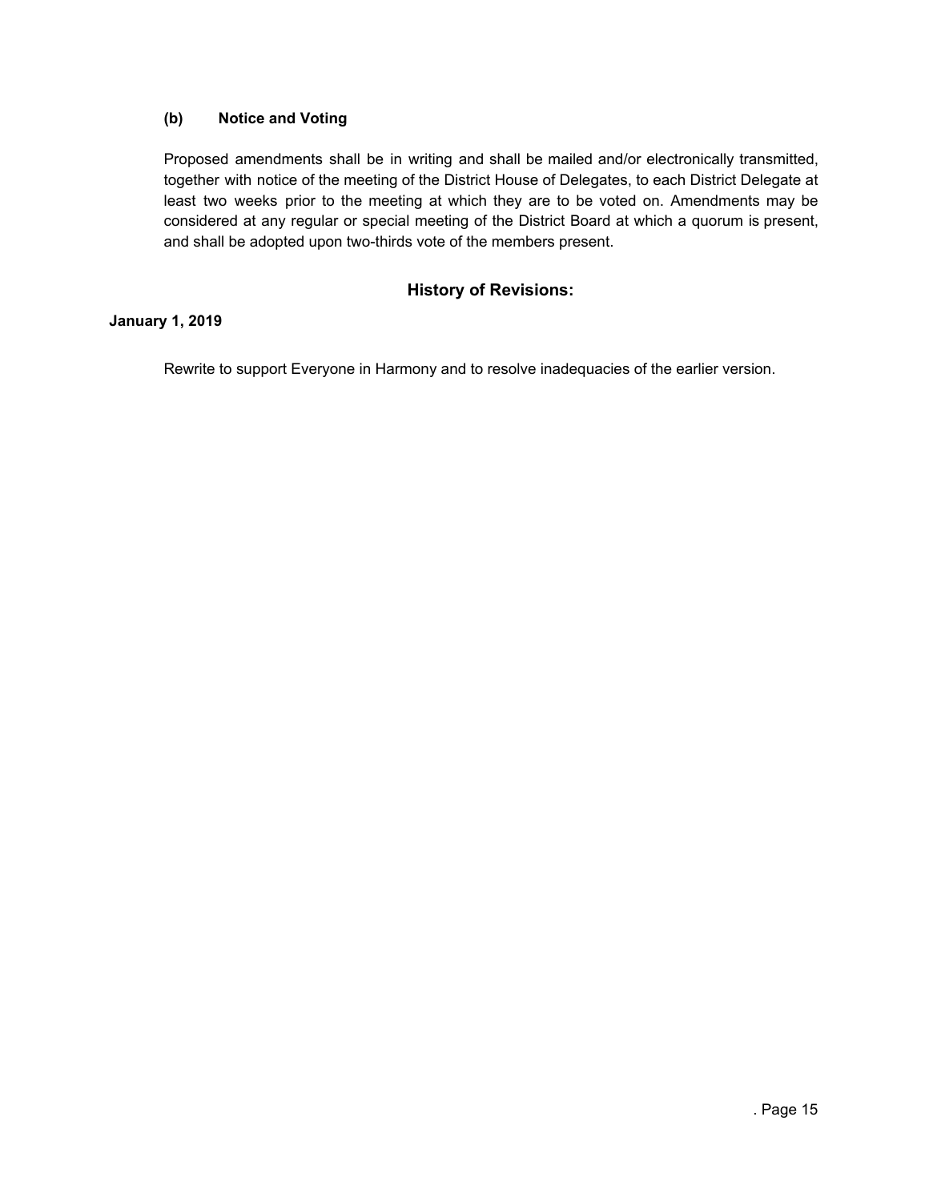### (b) Notice and Voting

Proposed amendments shall be in writing and shall be mailed and/or electronically transmitted, together with notice of the meeting of the District House of Delegates, to each District Delegate at least two weeks prior to the meeting at which they are to be voted on. Amendments may be considered at any regular or special meeting of the District Board at which a quorum is present, and shall be adopted upon two-thirds vote of the members present.

## History of Revisions:

**January 1, 2019**

Rewrite to support Everyone in Harmony and to resolve inadequacies of the earlier version.